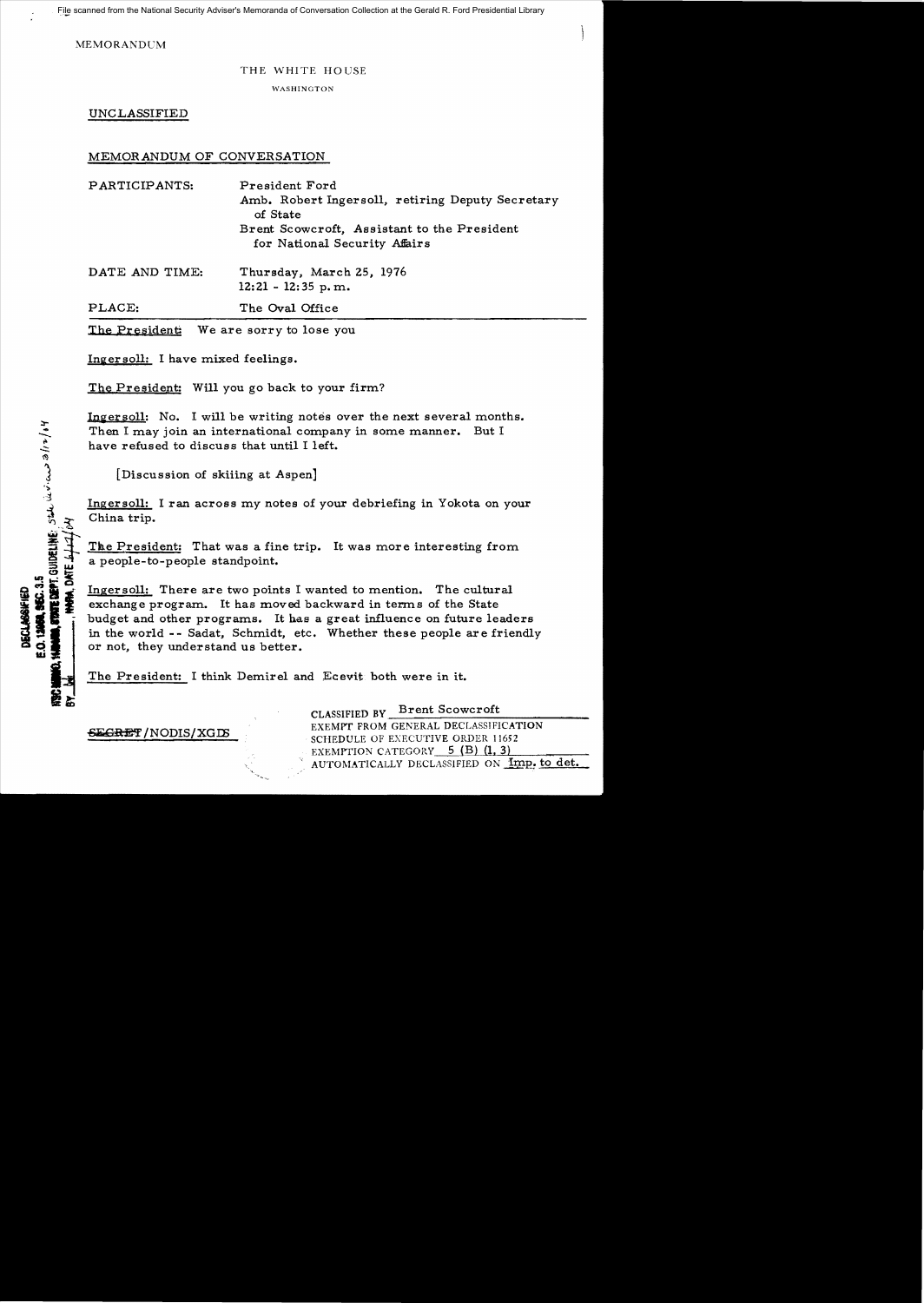MEMORANDUM

THE WHITE HOUSE

WASHINGTON

UNCLASSIFIED

MEMORANDUM OF CONVERSATION

PARTICIPANTS: President Ford
Amb. Robert Ingersoll, retiring Deputy Secretary of State
Brent Scowcroft, Assistant to the President for National Security Affairs

DATE AND TIME: Thursday, March 25, 1976
12:21 - 12:35 p.m.

PLACE: The Oval Office

---

The President: We are sorry to lose you

Ingersoll: I have mixed feelings.

The President: Will you go back to your firm?

Ingersoll: No. I will be writing notes over the next several months. Then I may join an international company in some manner. But I have refused to discuss that until I left.

[Discussion of skiing at Aspen]

Ingersoll: I ran across my notes of your debriefing in Yokota on your China trip.

The President: That was a fine trip. It was more interesting from a people-to-people standpoint.

Ingersoll: There are two points I wanted to mention. The cultural exchange program. It has moved backward in terms of the State budget and other programs. It has a great influence on future leaders in the world -- Sadat, Schmidt, etc. Whether these people are friendly or not, they understand us better.

The President: I think Demirel and Ecevit both were in it.

~~SECRET~~/NODIS/XGDS

CLASSIFIED BY Brent Scowcroft
EXEMPT FROM GENERAL DECLASSIFICATION SCHEDULE OF EXECUTIVE ORDER 11652
EXEMPTION CATEGORY 5 (B) (1, 3)
AUTOMATICALLY DECLASSIFIED ON Imp. to det.

DECLASSIFIED
E.O. 12958, SEC. 3.5
NSC MEMO, 11/24/98, STATE DEPT. GUIDELINE
BY ___, NARA, DATE ___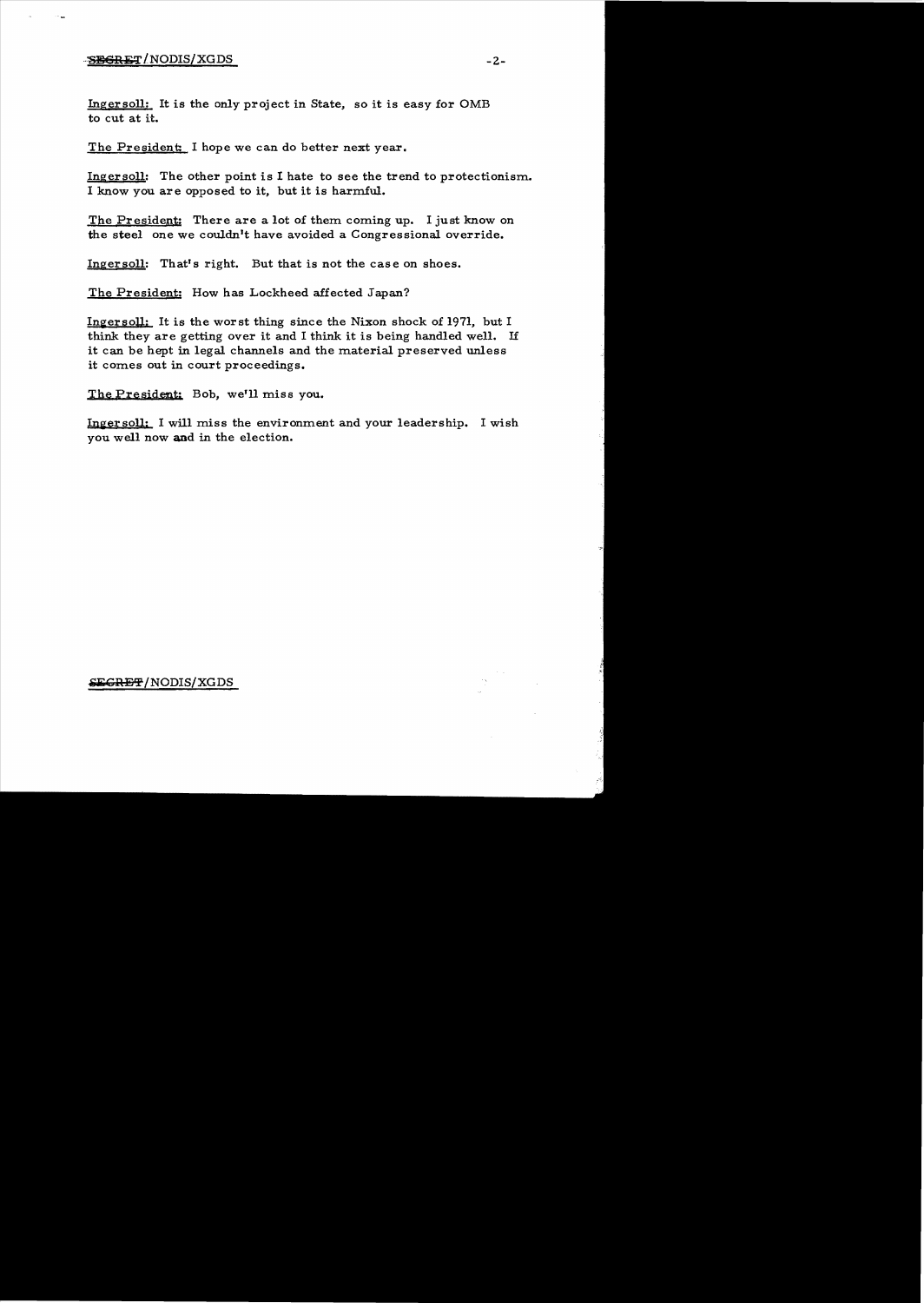Ingersoll: It is the only project in State, so it is easy for OMB to cut at it.

The President: I hope we can do better next year.

Ingersoll: The other point is I hate to see the trend to protectionism. I know you are opposed to it, but it is harmful.

The President: There are a lot of them coming up. I just know on the steel one we couldn't have avoided a Congressional override.

Ingersoll: That's right. But that is not the case on shoes.

The President: How has Lockheed affected Japan?

Ingersoll: It is the worst thing since the Nixon shock of 1971, but I think they are getting over it and I think it is being handled well. If it can be hept in legal channels and the material preserved unless it comes out in court proceedings.

The President: Bob, we'll miss you.

Ingersoll: I will miss the environment and your leadership. I wish you well now and in the election.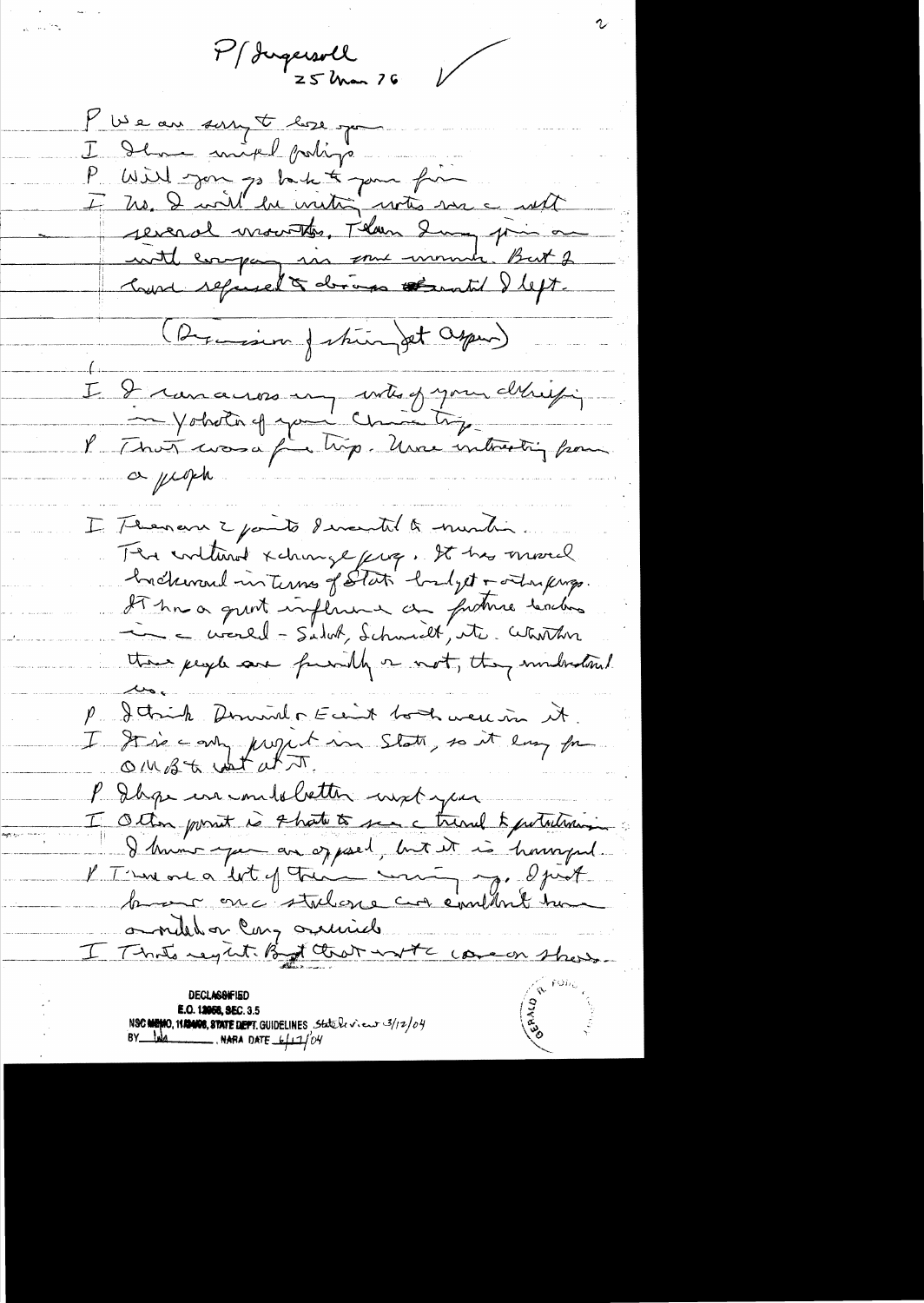P/Ingersoll
25 Mar 76

P We are sorry to lose you

I I have mixed feelings

P Will you go back to your firm

I No. I will be writing, write a cell several months. Then I may join an with company in some months. But I have refused to discuss [~~it~~] until I left.

(Discussion of skiing at Aspen)

I I ran across my notes of your debriefing in Yokota of your China trip.

P That was a fine trip. More interesting from a people

I There are 2 points I wanted to mention.

The cultural exchange prog. It has moved backward in terms of State budget & other progs. It has a great influence on future leaders in a world – Sadat, Schmidt, etc. Whether these people are friendly or not, they understand us.

P I think Donald & Ed both were in it.

I It is a only project in State, so it easy for OMB to cut at it.

P I hope we would better next year.

I Other point is I hate to see a trend to protectionism. I know you are opposed, but it is hampered.

P I've made a lot of them coming up. I just know one steelcase we couldn't have avoided or Cong overruled.

I That's right. But that & the case on shoes.

DECLASSIFIED
E.O. 12958, SEC. 3.5
NSC MEMO, 11/24/98, STATE DEPT. GUIDELINES State Review 3/12/04
BY [illegible] NARA DATE 6/17/04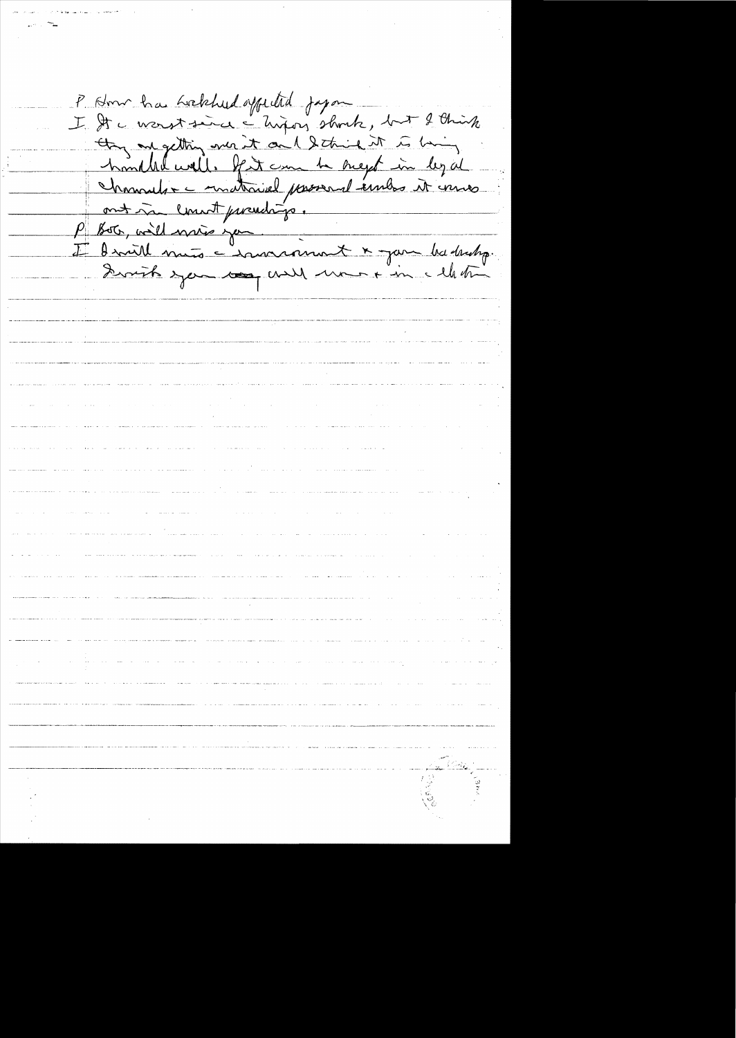P. How has Lockheed affected Japan

I. It's the worst since the Nixon shock, but I think they are getting over it and I think it is being handled well. It can be kept in legal channels & the material passed unless it comes out in court proceedings.

P. Bob, will miss you.

I. I will miss the environment & your leadership. I wish you well now & in the election